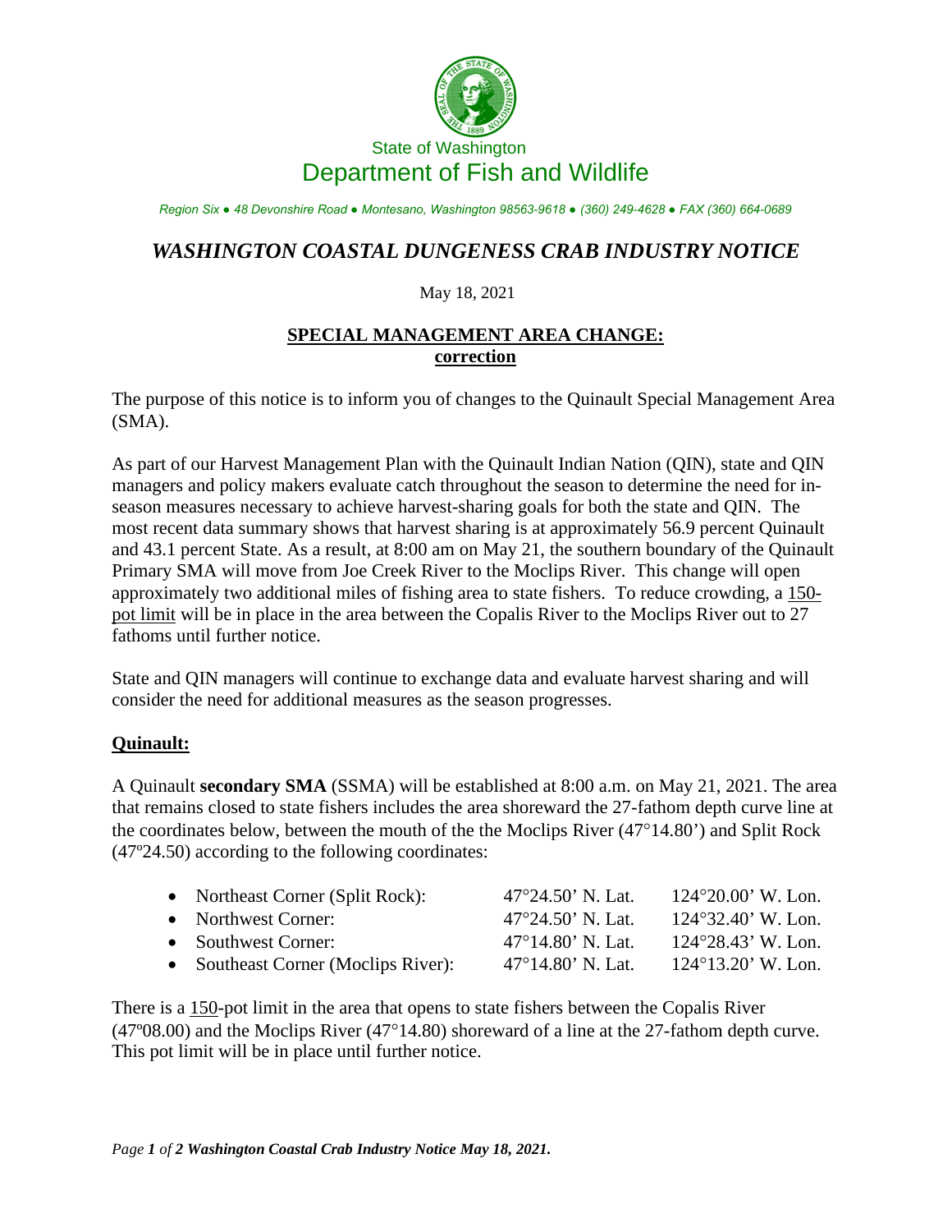State of Washington

Department of Fish and Wildlife

*Region Six ● 48 Devonshire Road ● Montesano, Washington 98563-9618 ● (360) 249-4628 ● FAX (360) 664-0689*

# *WASHINGTON COASTAL DUNGENESS CRAB INDUSTRY NOTICE*

May 18, 2021

## SPECIAL MANAGEMENT AREA CHANGE: correction

The purpose of this notice is to inform you of changes to the Quinault Special Management Area (SMA).

As part of our Harvest Management Plan with the Quinault Indian Nation (QIN), state and QIN managers and policy makers evaluate catch throughout the season to determine the need for in-season measures necessary to achieve harvest-sharing goals for both the state and QIN. The most recent data summary shows that harvest sharing is at approximately 56.9 percent Quinault and 43.1 percent State. As a result, at 8:00 am on May 21, the southern boundary of the Quinault Primary SMA will move from Joe Creek River to the Moclips River. This change will open approximately two additional miles of fishing area to state fishers. To reduce crowding, a 150-pot limit will be in place in the area between the Copalis River to the Moclips River out to 27 fathoms until further notice.

State and QIN managers will continue to exchange data and evaluate harvest sharing and will consider the need for additional measures as the season progresses.

### Quinault:

A Quinault **secondary SMA** (SSMA) will be established at 8:00 a.m. on May 21, 2021. The area that remains closed to state fishers includes the area shoreward the 27-fathom depth curve line at the coordinates below, between the mouth of the the Moclips River (47°14.80') and Split Rock (47º24.50) according to the following coordinates:

- Northeast Corner (Split Rock): 47°24.50' N. Lat. 124°20.00' W. Lon.
- Northwest Corner: 47°24.50' N. Lat. 124°32.40' W. Lon.
- Southwest Corner: 47°14.80' N. Lat. 124°28.43' W. Lon.
- Southeast Corner (Moclips River): 47°14.80' N. Lat. 124°13.20' W. Lon.

There is a 150-pot limit in the area that opens to state fishers between the Copalis River (47º08.00) and the Moclips River (47°14.80) shoreward of a line at the 27-fathom depth curve. This pot limit will be in place until further notice.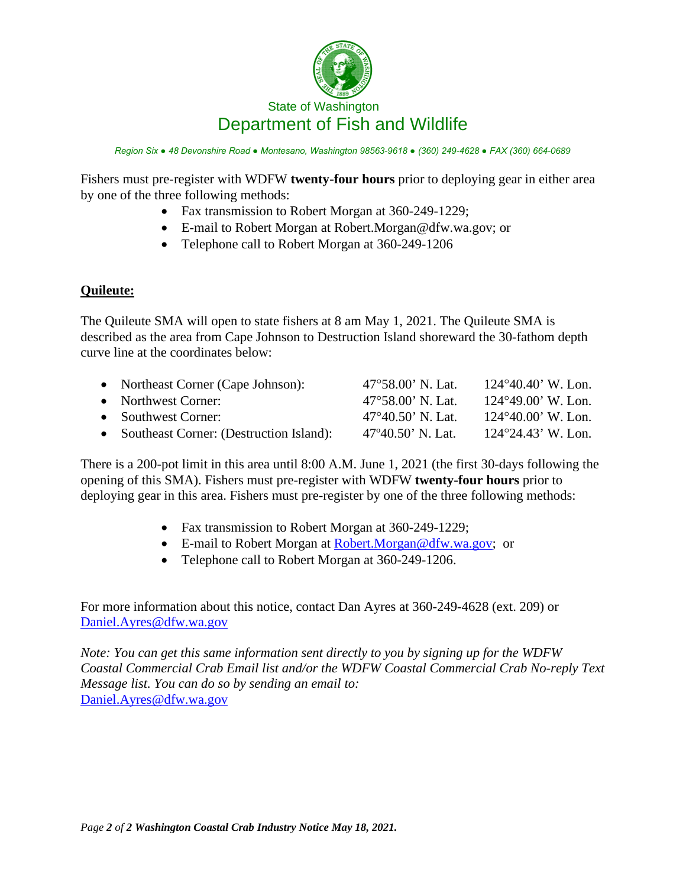State of Washington

Department of Fish and Wildlife

*Region Six ● 48 Devonshire Road ● Montesano, Washington 98563-9618 ● (360) 249-4628 ● FAX (360) 664-0689*

Fishers must pre-register with WDFW **twenty-four hours** prior to deploying gear in either area by one of the three following methods:

- Fax transmission to Robert Morgan at 360-249-1229;
- E-mail to Robert Morgan at Robert.Morgan@dfw.wa.gov; or
- Telephone call to Robert Morgan at 360-249-1206

## Quileute:

The Quileute SMA will open to state fishers at 8 am May 1, 2021. The Quileute SMA is described as the area from Cape Johnson to Destruction Island shoreward the 30-fathom depth curve line at the coordinates below:

| | | |
|---|---|---|
| • Northeast Corner (Cape Johnson): | 47°58.00' N. Lat. | 124°40.40' W. Lon. |
| • Northwest Corner: | 47°58.00' N. Lat. | 124°49.00' W. Lon. |
| • Southwest Corner: | 47°40.50' N. Lat. | 124°40.00' W. Lon. |
| • Southeast Corner: (Destruction Island): | 47º40.50' N. Lat. | 124°24.43' W. Lon. |

There is a 200-pot limit in this area until 8:00 A.M. June 1, 2021 (the first 30-days following the opening of this SMA). Fishers must pre-register with WDFW **twenty-four hours** prior to deploying gear in this area. Fishers must pre-register by one of the three following methods:

- Fax transmission to Robert Morgan at 360-249-1229;
- E-mail to Robert Morgan at Robert.Morgan@dfw.wa.gov; or
- Telephone call to Robert Morgan at 360-249-1206.

For more information about this notice, contact Dan Ayres at 360-249-4628 (ext. 209) or Daniel.Ayres@dfw.wa.gov

*Note: You can get this same information sent directly to you by signing up for the WDFW Coastal Commercial Crab Email list and/or the WDFW Coastal Commercial Crab No-reply Text Message list. You can do so by sending an email to:*
Daniel.Ayres@dfw.wa.gov